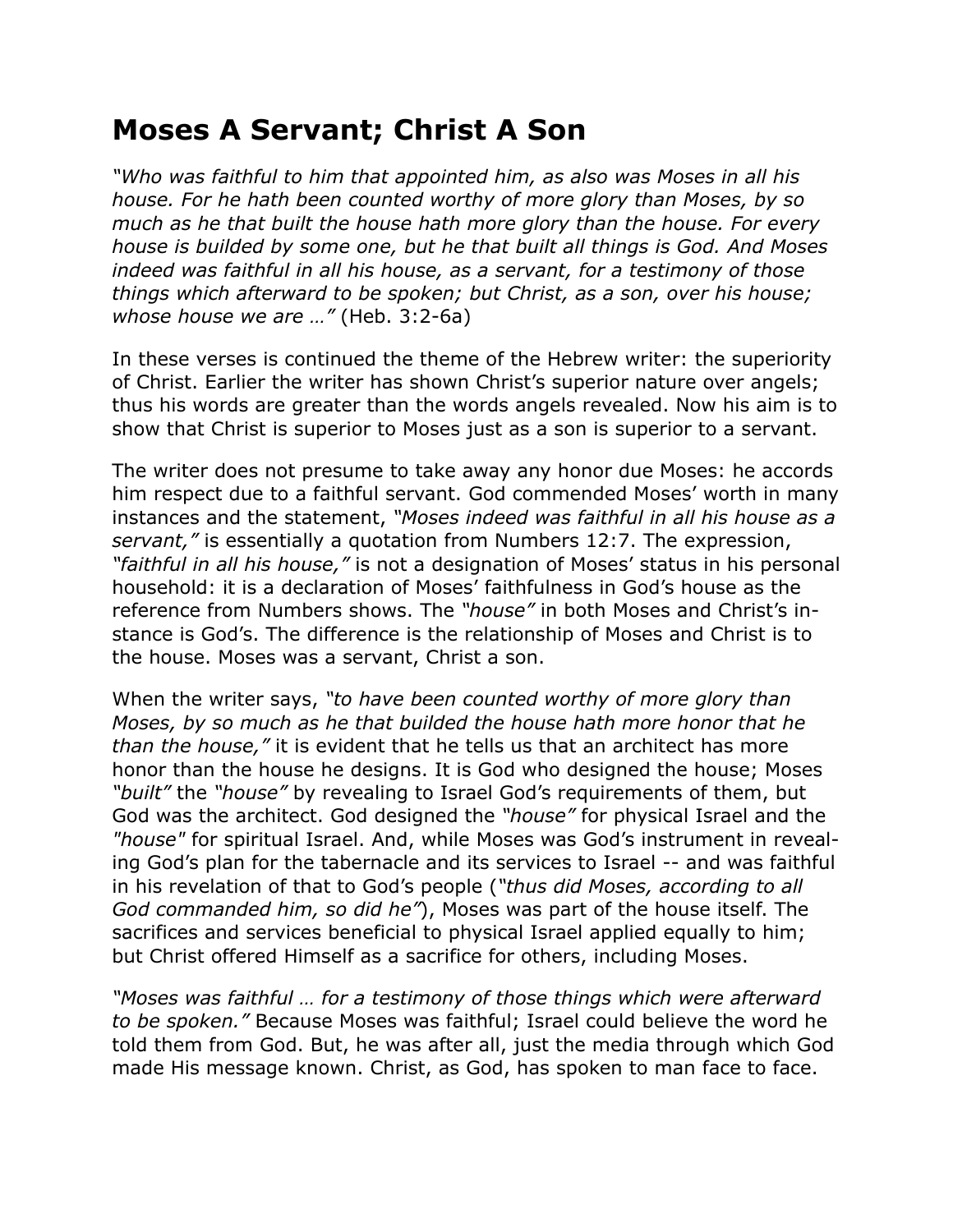# Moses A Servant; Christ A Son

*"Who was faithful to him that appointed him, as also was Moses in all his house. For he hath been counted worthy of more glory than Moses, by so much as he that built the house hath more glory than the house. For every house is builded by some one, but he that built all things is God. And Moses indeed was faithful in all his house, as a servant, for a testimony of those things which afterward to be spoken; but Christ, as a son, over his house; whose house we are …"* (Heb. 3:2-6a)

In these verses is continued the theme of the Hebrew writer: the superiority of Christ. Earlier the writer has shown Christ's superior nature over angels; thus his words are greater than the words angels revealed. Now his aim is to show that Christ is superior to Moses just as a son is superior to a servant.

The writer does not presume to take away any honor due Moses: he accords him respect due to a faithful servant. God commended Moses' worth in many instances and the statement, *"Moses indeed was faithful in all his house as a servant,"* is essentially a quotation from Numbers 12:7. The expression, *"faithful in all his house,"* is not a designation of Moses' status in his personal household: it is a declaration of Moses' faithfulness in God's house as the reference from Numbers shows. The *"house"* in both Moses and Christ's instance is God's. The difference is the relationship of Moses and Christ is to the house. Moses was a servant, Christ a son.

When the writer says, *"to have been counted worthy of more glory than Moses, by so much as he that builded the house hath more honor that he than the house,"* it is evident that he tells us that an architect has more honor than the house he designs. It is God who designed the house; Moses *"built"* the *"house"* by revealing to Israel God's requirements of them, but God was the architect. God designed the *"house"* for physical Israel and the *"house"* for spiritual Israel. And, while Moses was God's instrument in revealing God's plan for the tabernacle and its services to Israel -- and was faithful in his revelation of that to God's people (*"thus did Moses, according to all God commanded him, so did he"*), Moses was part of the house itself. The sacrifices and services beneficial to physical Israel applied equally to him; but Christ offered Himself as a sacrifice for others, including Moses.

*"Moses was faithful … for a testimony of those things which were afterward to be spoken."* Because Moses was faithful; Israel could believe the word he told them from God. But, he was after all, just the media through which God made His message known. Christ, as God, has spoken to man face to face.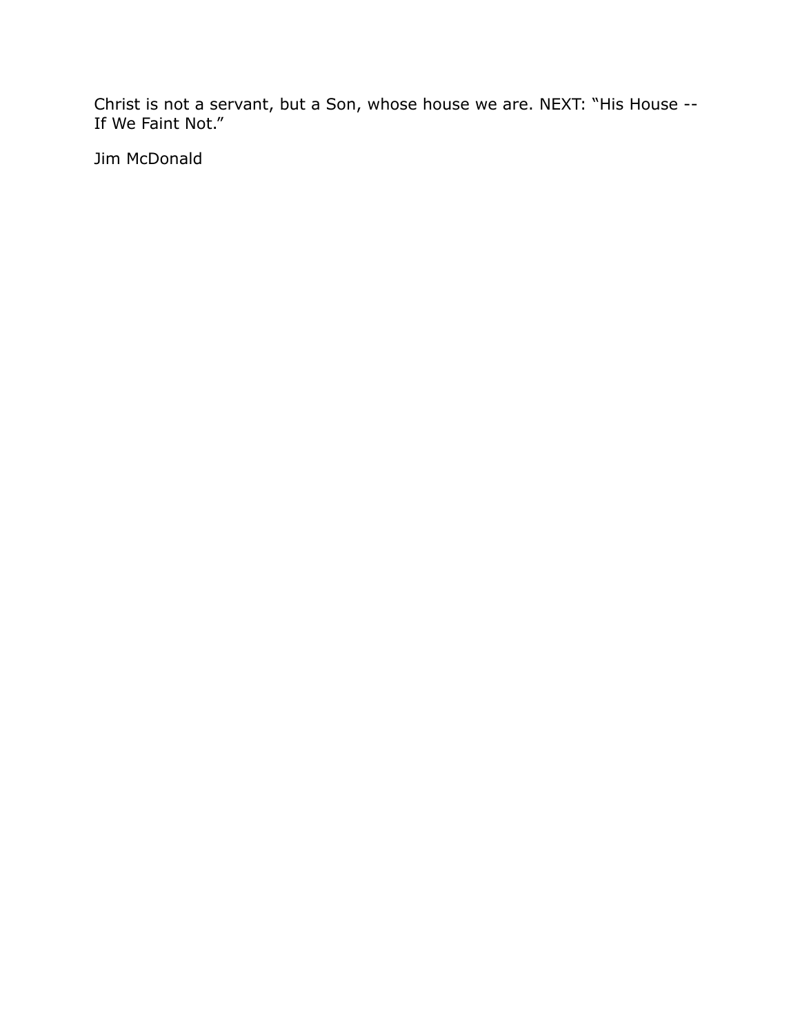Christ is not a servant, but a Son, whose house we are. NEXT: “His House -- If We Faint Not.”

Jim McDonald